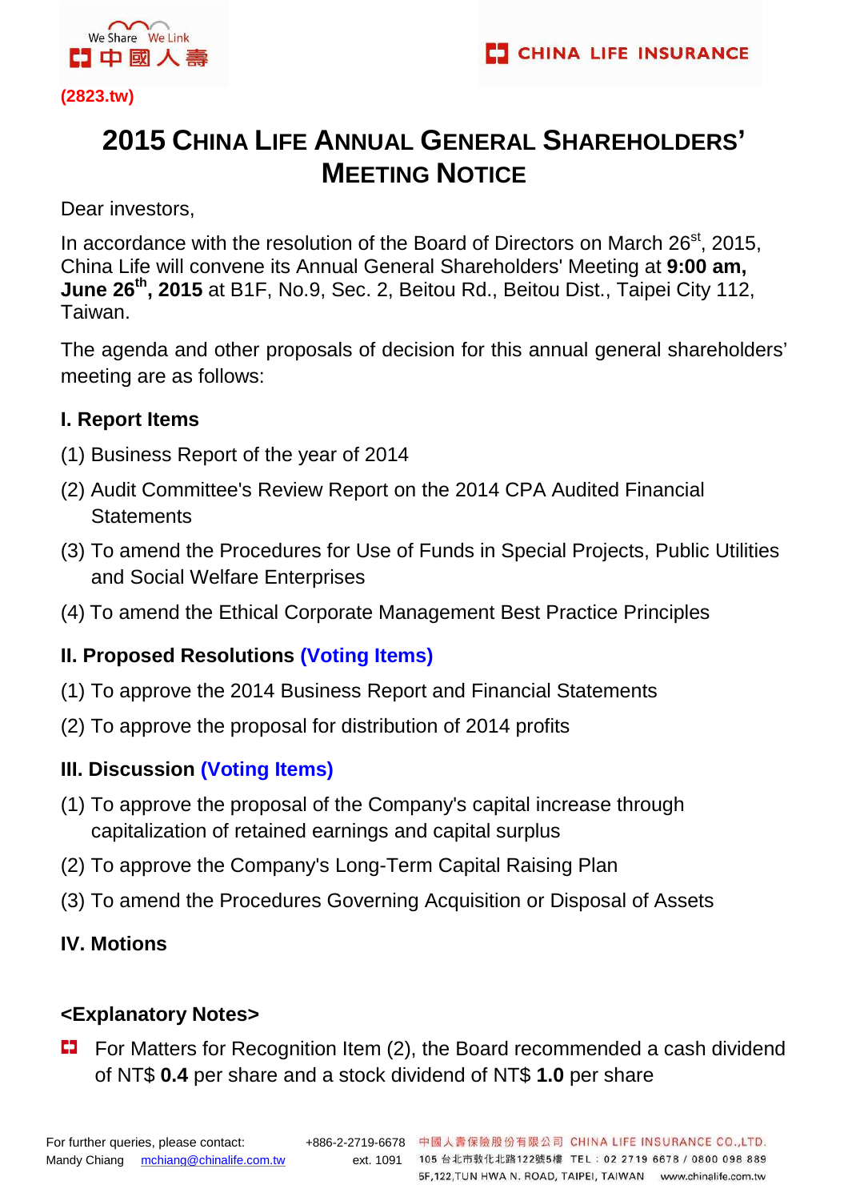(2823.tw)

# 2015 China Life Annual General Shareholders' Meeting Notice

Dear investors,

In accordance with the resolution of the Board of Directors on March 26st, 2015, China Life will convene its Annual General Shareholders' Meeting at **9:00 am, June 26th, 2015** at B1F, No.9, Sec. 2, Beitou Rd., Beitou Dist., Taipei City 112, Taiwan.

The agenda and other proposals of decision for this annual general shareholders' meeting are as follows:

## I. Report Items

(1) Business Report of the year of 2014

(2) Audit Committee's Review Report on the 2014 CPA Audited Financial Statements

(3) To amend the Procedures for Use of Funds in Special Projects, Public Utilities and Social Welfare Enterprises

(4) To amend the Ethical Corporate Management Best Practice Principles

## II. Proposed Resolutions (Voting Items)

(1) To approve the 2014 Business Report and Financial Statements

(2) To approve the proposal for distribution of 2014 profits

## III. Discussion (Voting Items)

(1) To approve the proposal of the Company's capital increase through capitalization of retained earnings and capital surplus

(2) To approve the Company's Long-Term Capital Raising Plan

(3) To amend the Procedures Governing Acquisition or Disposal of Assets

## IV. Motions

## <Explanatory Notes>

- For Matters for Recognition Item (2), the Board recommended a cash dividend of NT$ **0.4** per share and a stock dividend of NT$ **1.0** per share

For further queries, please contact: Mandy Chiang mchiang@chinalife.com.tw +886-2-2719-6678 ext. 1091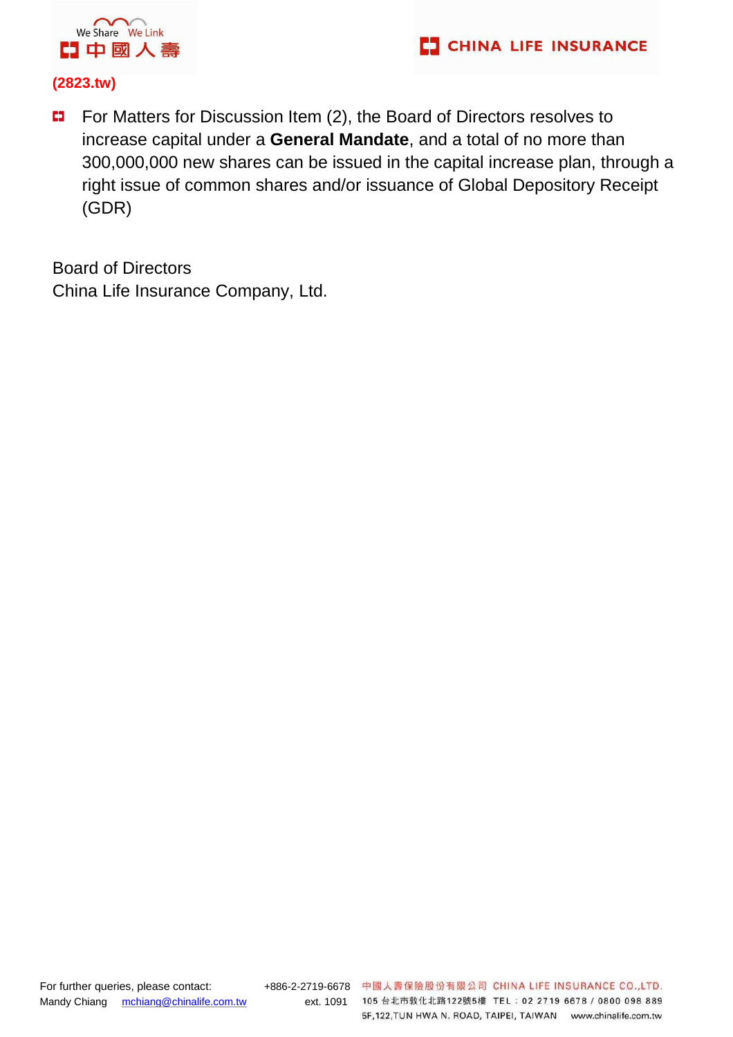- For Matters for Discussion Item (2), the Board of Directors resolves to increase capital under a **General Mandate**, and a total of no more than 300,000,000 new shares can be issued in the capital increase plan, through a right issue of common shares and/or issuance of Global Depository Receipt (GDR)

Board of Directors
China Life Insurance Company, Ltd.